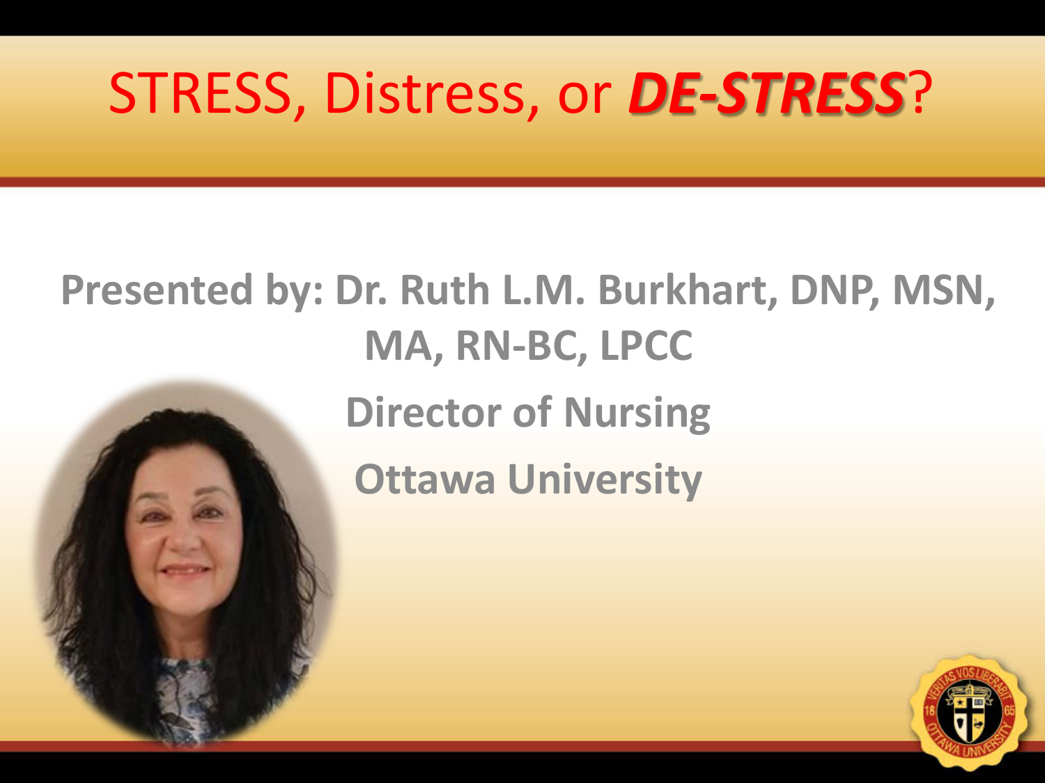# STRESS, Distress, or ***DE-STRESS***?

**Presented by: Dr. Ruth L.M. Burkhart, DNP, MSN, MA, RN-BC, LPCC**

**Director of Nursing**

**Ottawa University**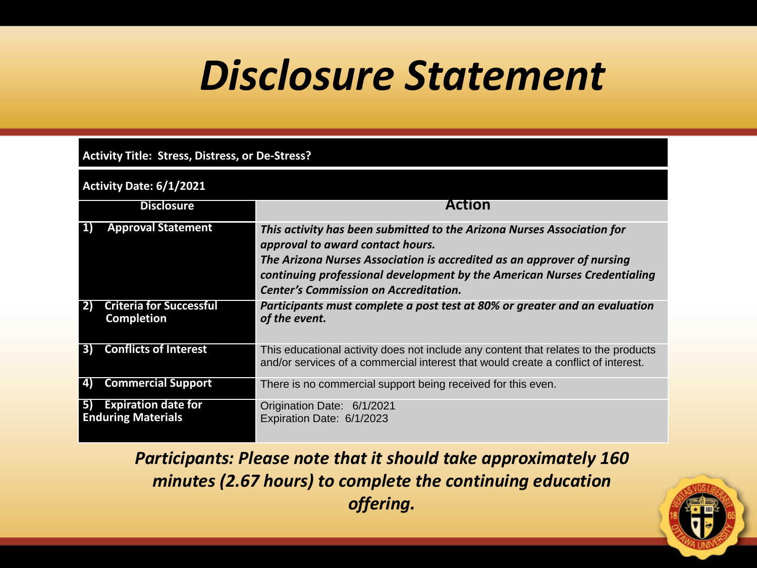# Disclosure Statement

| Activity Title: Stress, Distress, or De-Stress? | |
|---|---|
| **Activity Date: 6/1/2021** | |
| **Disclosure** | **Action** |
| **1) Approval Statement** | ***This activity has been submitted to the Arizona Nurses Association for approval to award contact hours. The Arizona Nurses Association is accredited as an approver of nursing continuing professional development by the American Nurses Credentialing Center's Commission on Accreditation.*** |
| **2) Criteria for Successful Completion** | ***Participants must complete a post test at 80% or greater and an evaluation of the event.*** |
| **3) Conflicts of Interest** | This educational activity does not include any content that relates to the products and/or services of a commercial interest that would create a conflict of interest. |
| **4) Commercial Support** | There is no commercial support being received for this even. |
| **5) Expiration date for Enduring Materials** | Origination Date: 6/1/2021<br>Expiration Date: 6/1/2023 |

***Participants: Please note that it should take approximately 160 minutes (2.67 hours) to complete the continuing education offering.***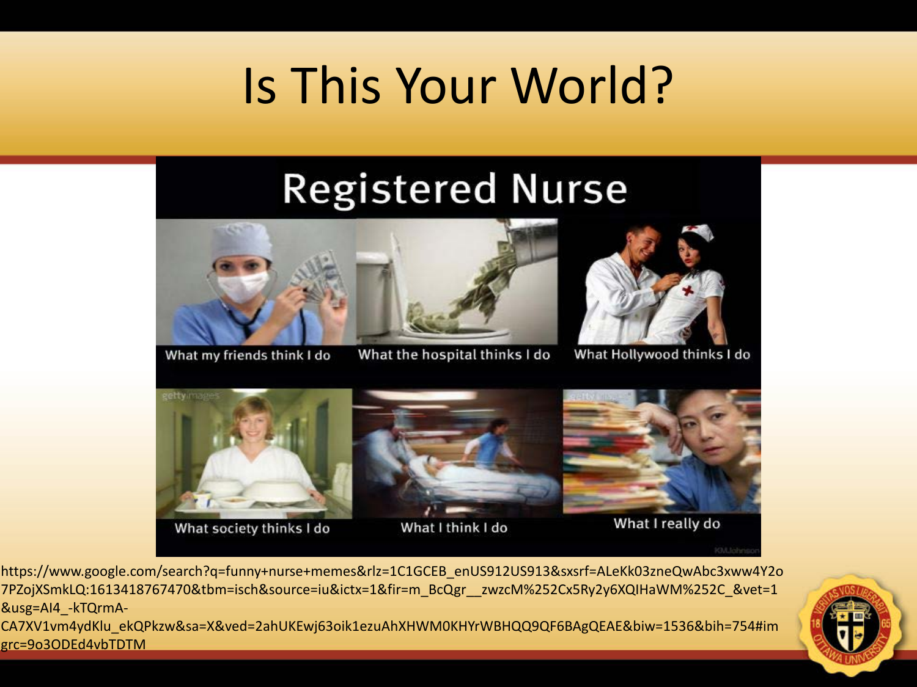# Is This Your World?

## Registered Nurse

| What my friends think I do | What the hospital thinks I do | What Hollywood thinks I do |
| --- | --- | --- |
| **What society thinks I do** | **What I think I do** | **What I really do** |

https://www.google.com/search?q=funny+nurse+memes&rlz=1C1GCEB_enUS912US913&sxsrf=ALeKk03zneQwAbc3xww4Y2o7PZojXSmkLQ:1613418767470&tbm=isch&source=iu&ictx=1&fir=m_BcQgr__zwzcM%252Cx5Ry2y6XQIHaWM%252C_&vet=1&usg=AI4_-kTQrmA-CA7XV1vm4ydKlu_ekQPkzw&sa=X&ved=2ahUKEwj63oik1ezuAhXHWM0KHYrWBHQQ9QF6BAgQEAE&biw=1536&bih=754#imgrc=9o3ODEd4vbTDTM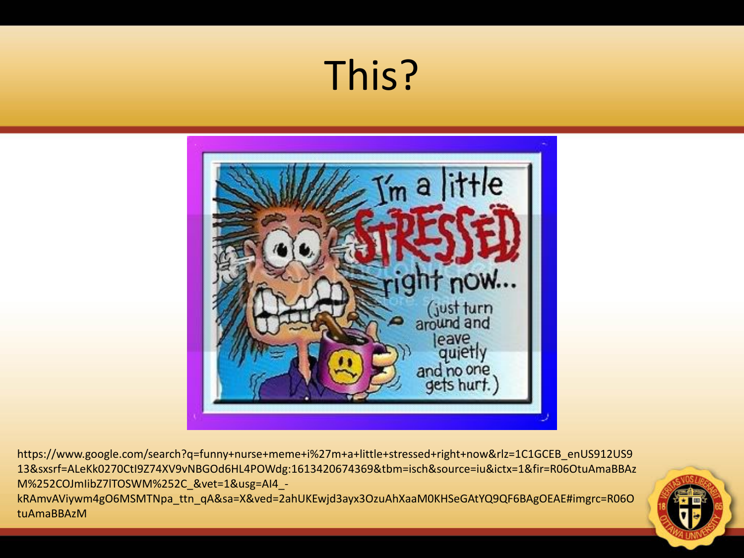# This?

https://www.google.com/search?q=funny+nurse+meme+i%27m+a+little+stressed+right+now&rlz=1C1GCEB_enUS912US913&sxsrf=ALeKk0270CtI9Z74XV9vNBGOd6HL4POWdg:1613420674369&tbm=isch&source=iu&ictx=1&fir=R06OtuAmaBBAzM%252COJmIibZ7lTOSWM%252C_&vet=1&usg=AI4_-kRAmvAViywm4gO6MSMTNpa_ttn_qA&sa=X&ved=2ahUKEwjd3ayx3OzuAhXaaM0KHSeGAtYQ9QF6BAgOEAE#imgrc=R06OtuAmaBBAzM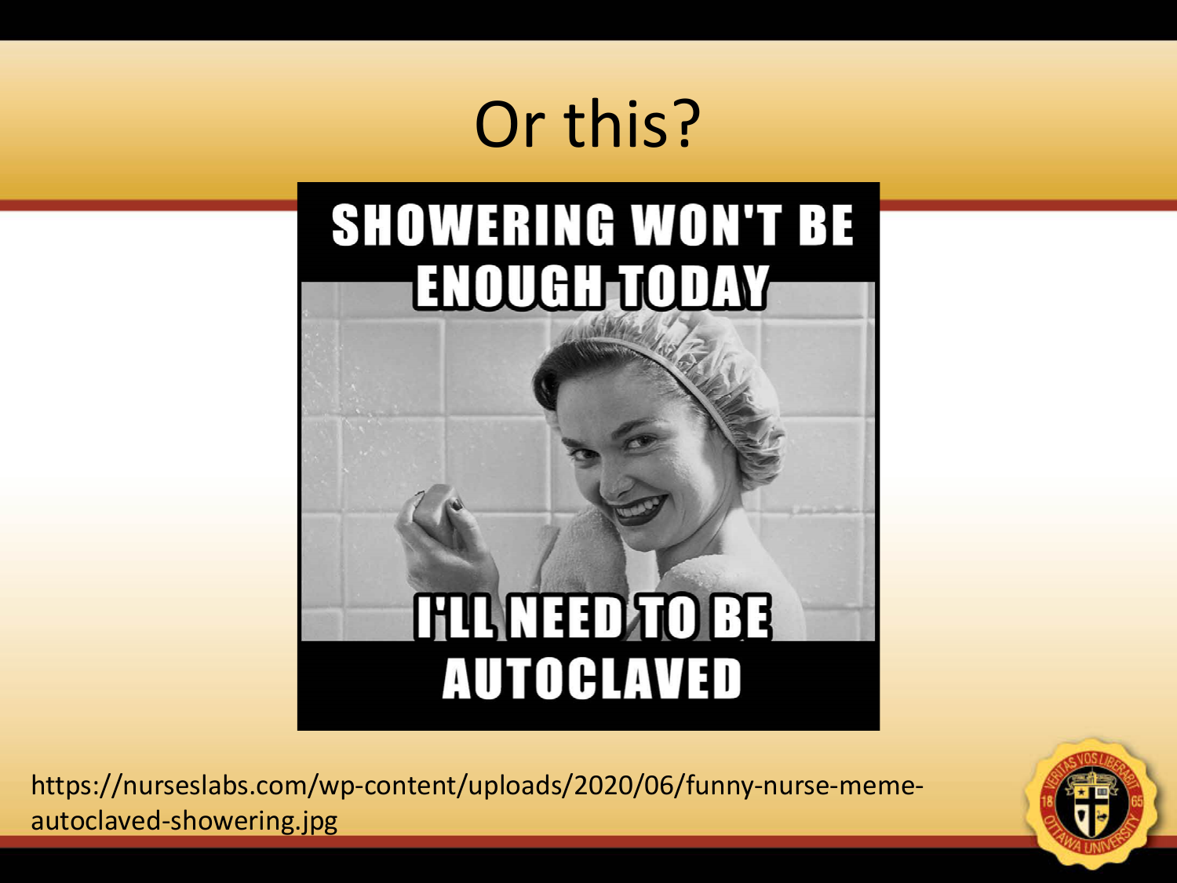# Or this?

SHOWERING WON'T BE ENOUGH TODAY

I'LL NEED TO BE AUTOCLAVED

https://nurseslabs.com/wp-content/uploads/2020/06/funny-nurse-meme-autoclaved-showering.jpg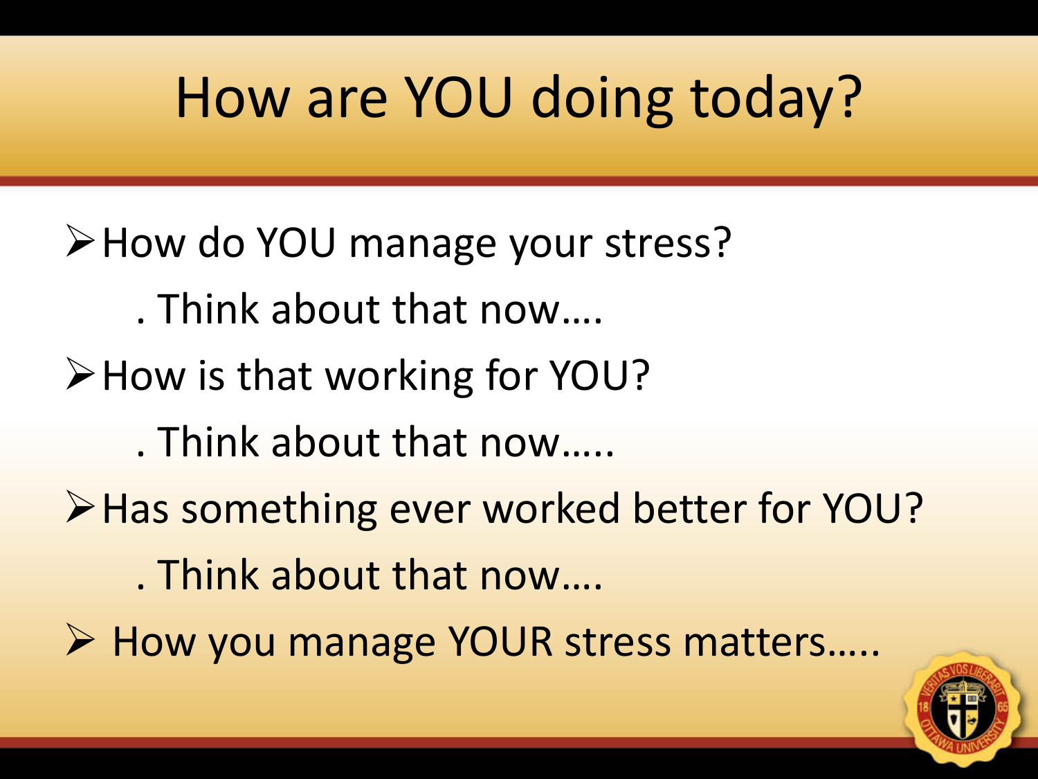# How are YOU doing today?

- How do YOU manage your stress?
  - . Think about that now….
- How is that working for YOU?
  - . Think about that now…..
- Has something ever worked better for YOU?
  - . Think about that now….
- How you manage YOUR stress matters…..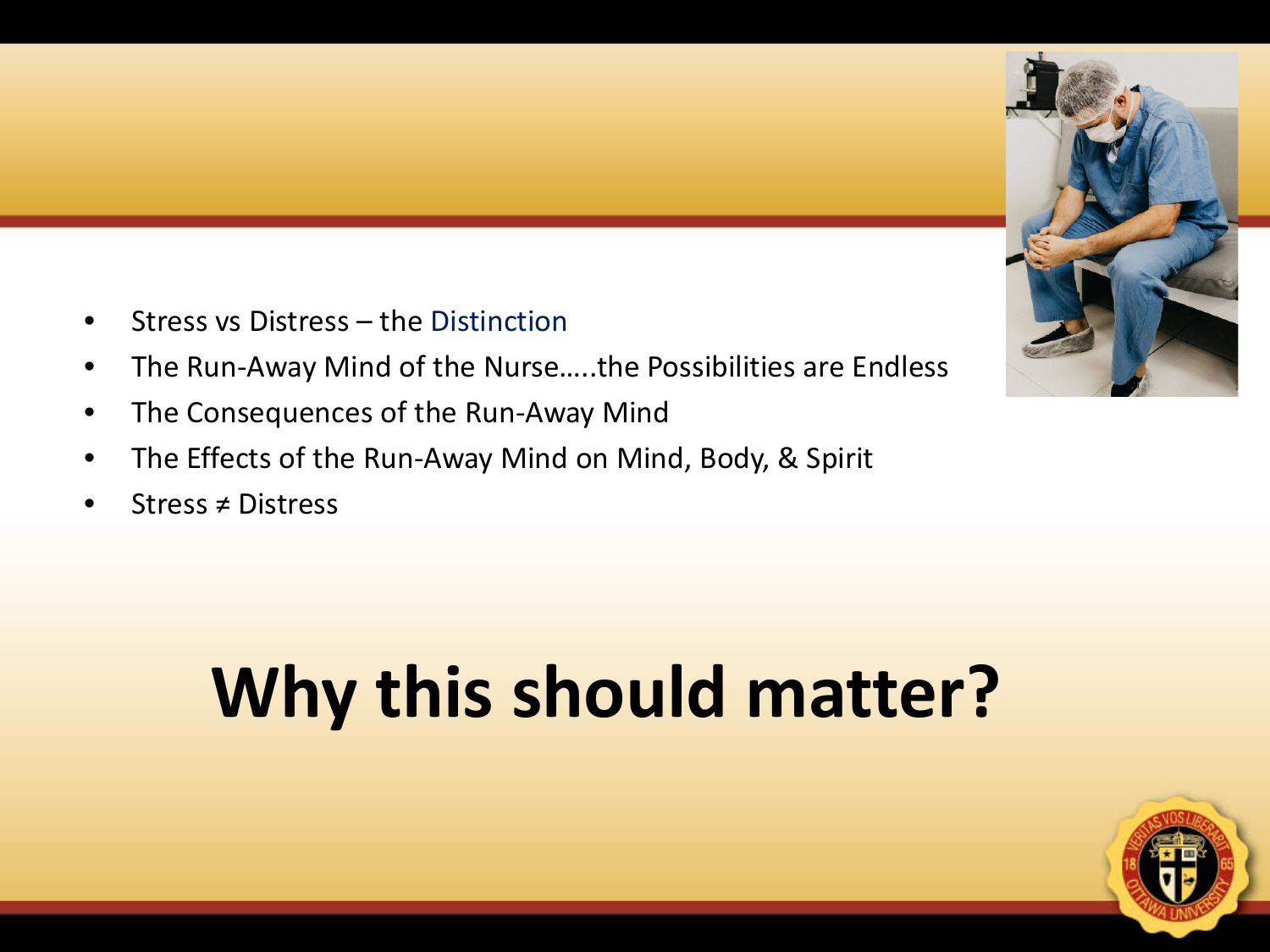- Stress vs Distress – the Distinction
- The Run-Away Mind of the Nurse…..the Possibilities are Endless
- The Consequences of the Run-Away Mind
- The Effects of the Run-Away Mind on Mind, Body, & Spirit
- Stress ≠ Distress

# Why this should matter?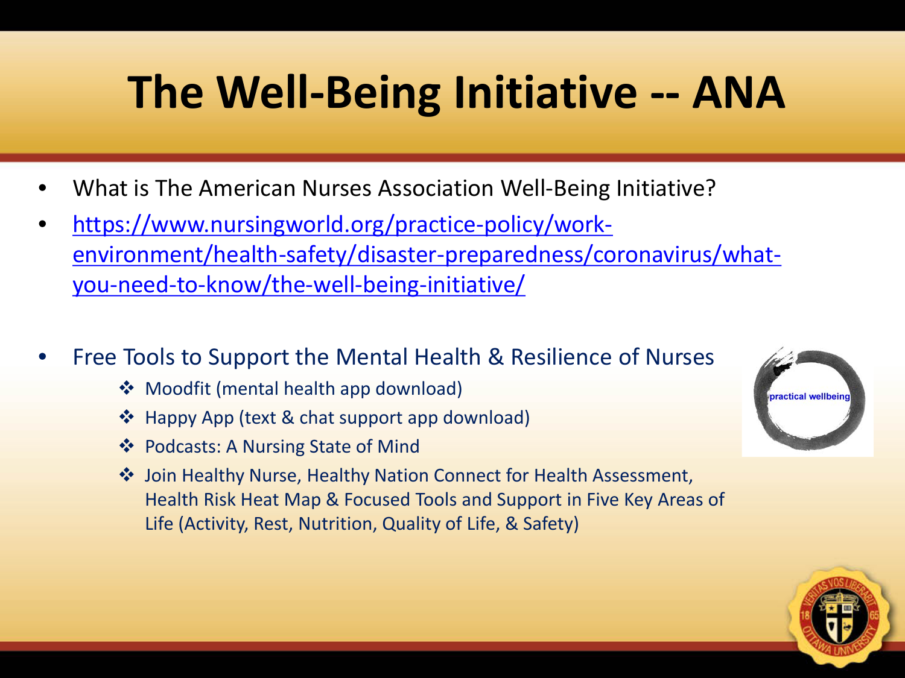# The Well-Being Initiative -- ANA

- What is The American Nurses Association Well-Being Initiative?
- https://www.nursingworld.org/practice-policy/work-environment/health-safety/disaster-preparedness/coronavirus/what-you-need-to-know/the-well-being-initiative/

- Free Tools to Support the Mental Health & Resilience of Nurses
  - Moodfit (mental health app download)
  - Happy App (text & chat support app download)
  - Podcasts: A Nursing State of Mind
  - Join Healthy Nurse, Healthy Nation Connect for Health Assessment, Health Risk Heat Map & Focused Tools and Support in Five Key Areas of Life (Activity, Rest, Nutrition, Quality of Life, & Safety)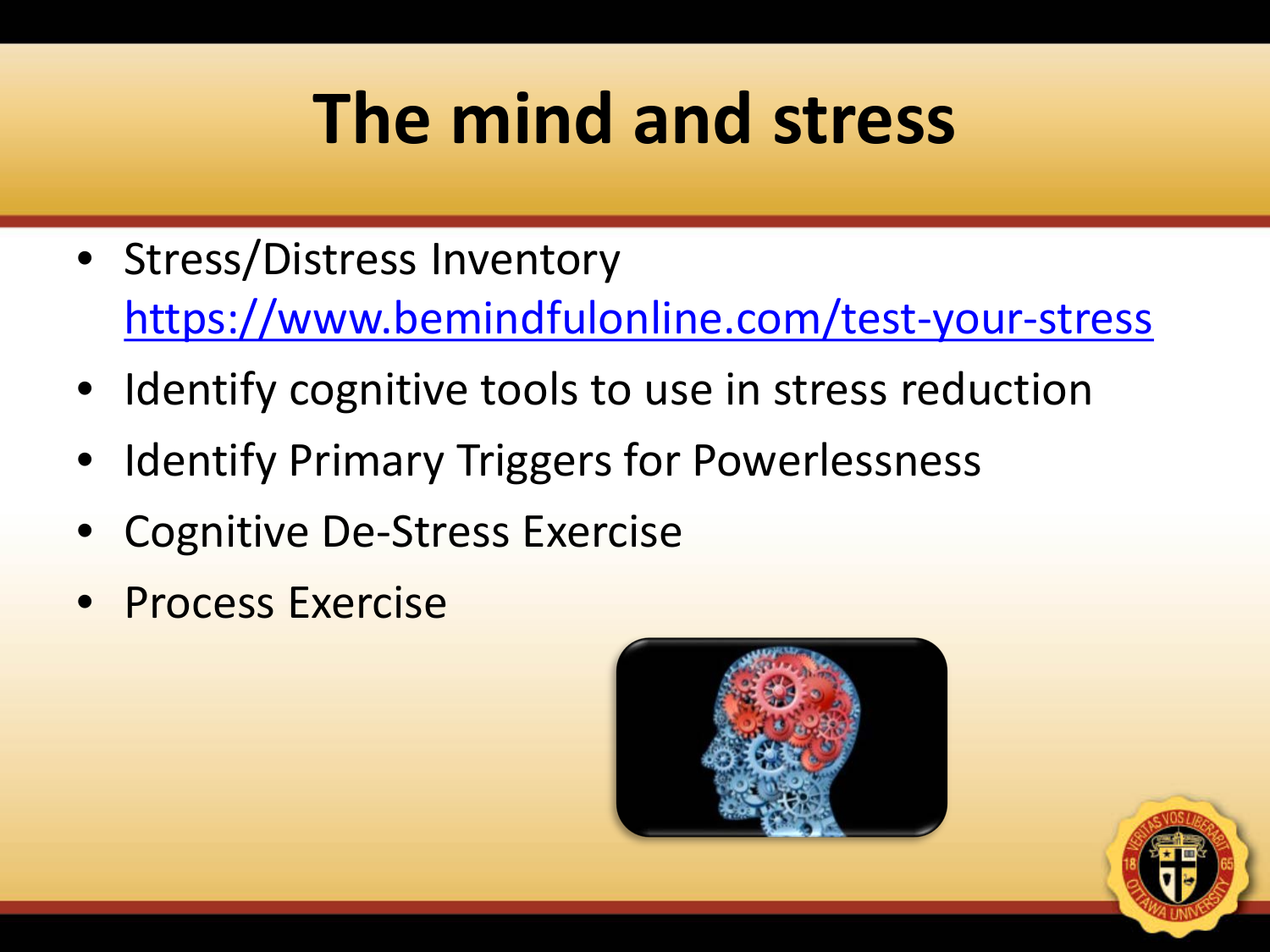# The mind and stress

- Stress/Distress Inventory [https://www.bemindfulonline.com/test-your-stress](https://www.bemindfulonline.com/test-your-stress)
- Identify cognitive tools to use in stress reduction
- Identify Primary Triggers for Powerlessness
- Cognitive De-Stress Exercise
- Process Exercise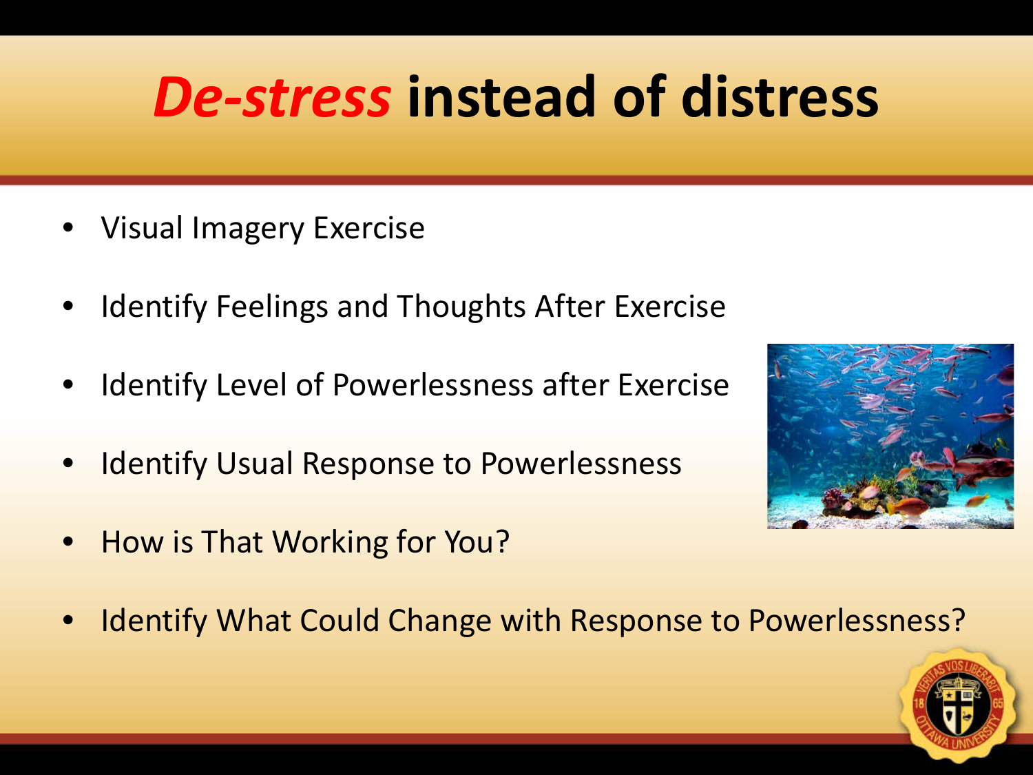# *De-stress* instead of distress

- Visual Imagery Exercise
- Identify Feelings and Thoughts After Exercise
- Identify Level of Powerlessness after Exercise
- Identify Usual Response to Powerlessness
- How is That Working for You?
- Identify What Could Change with Response to Powerlessness?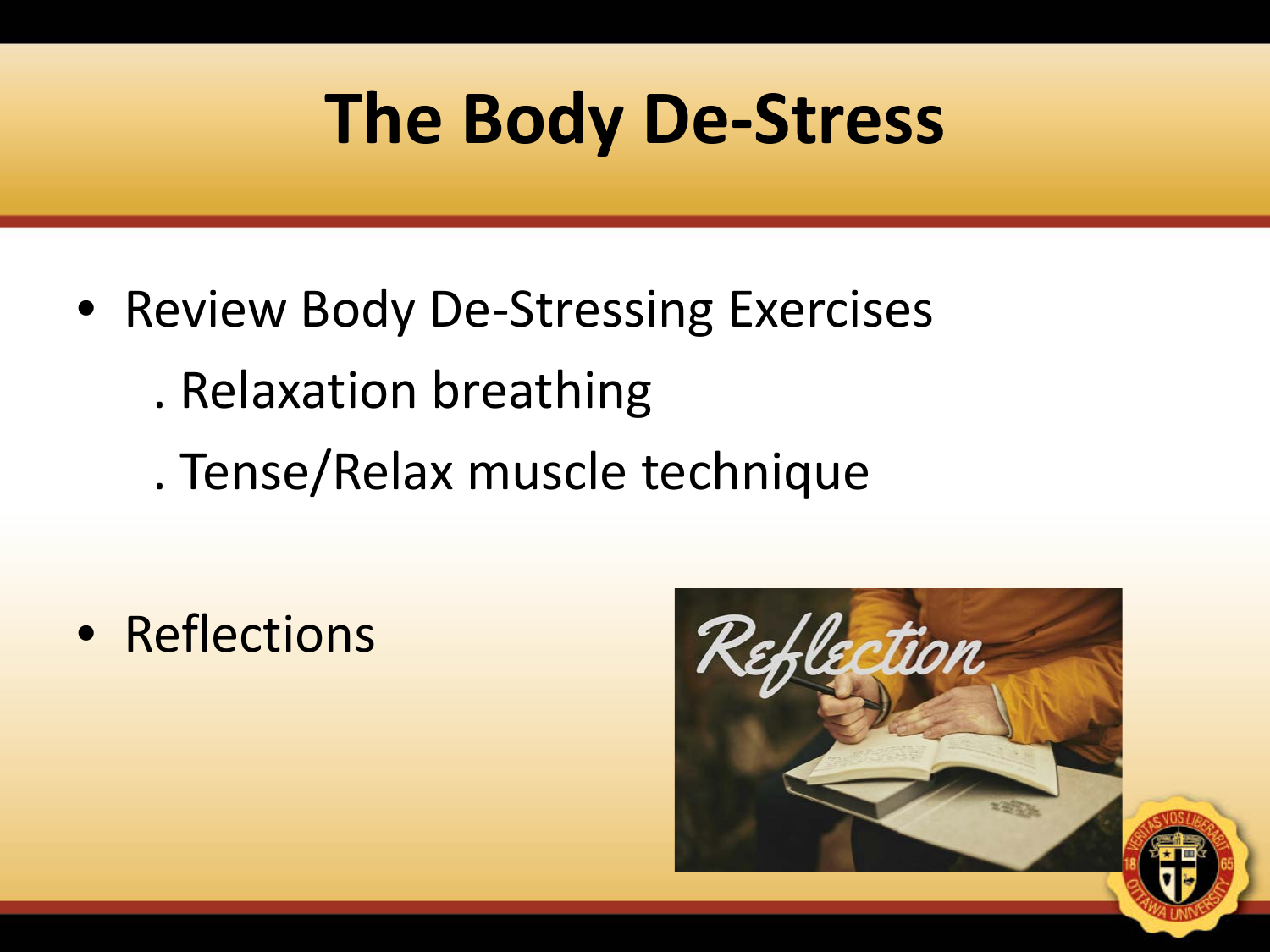# The Body De-Stress

- Review Body De-Stressing Exercises
  . Relaxation breathing
  . Tense/Relax muscle technique

- Reflections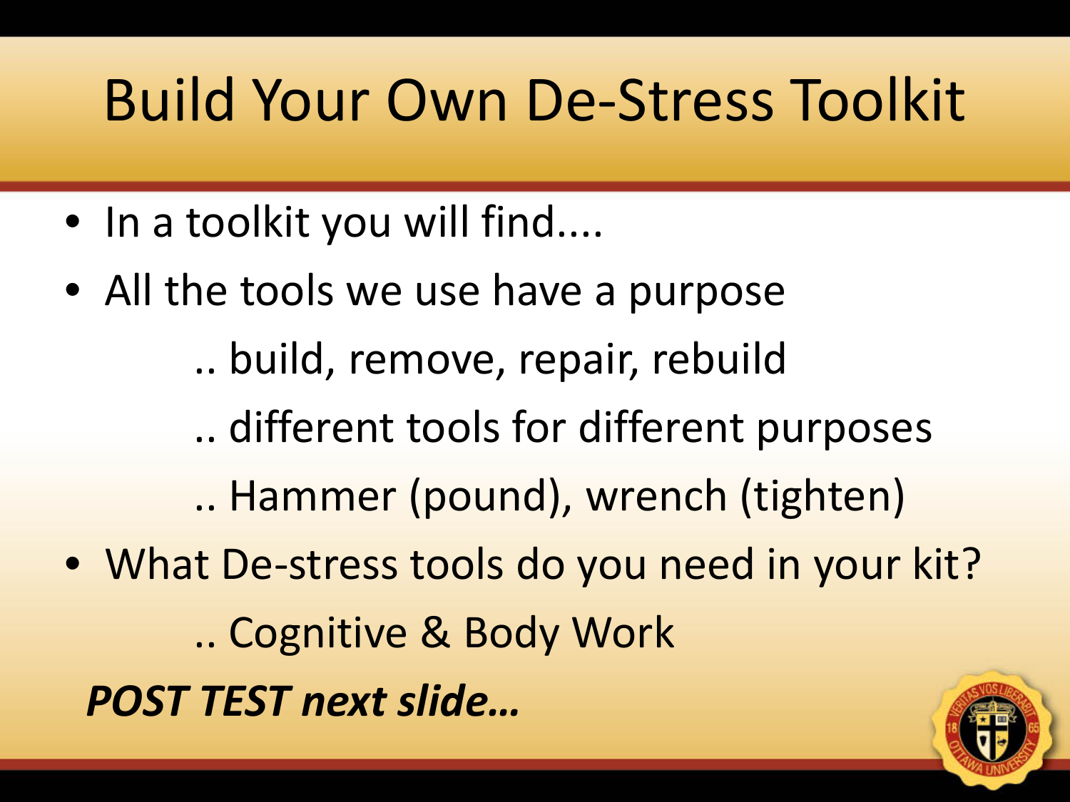# Build Your Own De-Stress Toolkit

- In a toolkit you will find....
- All the tools we use have a purpose
  - .. build, remove, repair, rebuild
  - .. different tools for different purposes
  - .. Hammer (pound), wrench (tighten)
- What De-stress tools do you need in your kit?
  - .. Cognitive & Body Work

***POST TEST next slide…***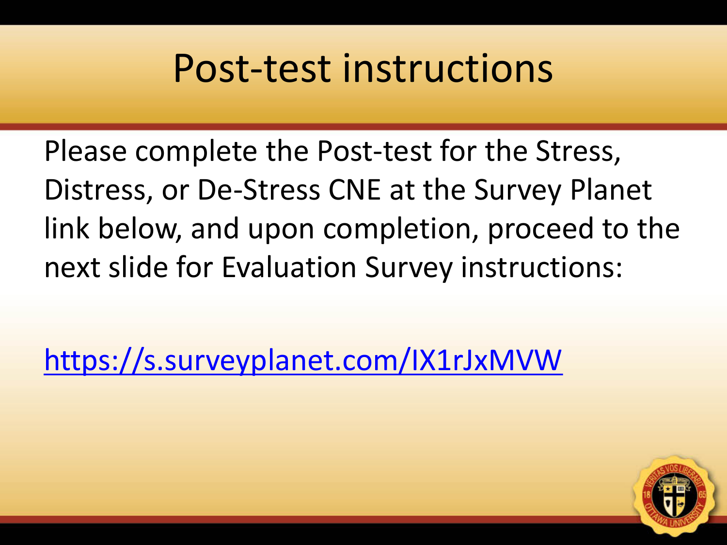# Post-test instructions

Please complete the Post-test for the Stress, Distress, or De-Stress CNE at the Survey Planet link below, and upon completion, proceed to the next slide for Evaluation Survey instructions:

https://s.surveyplanet.com/IX1rJxMVW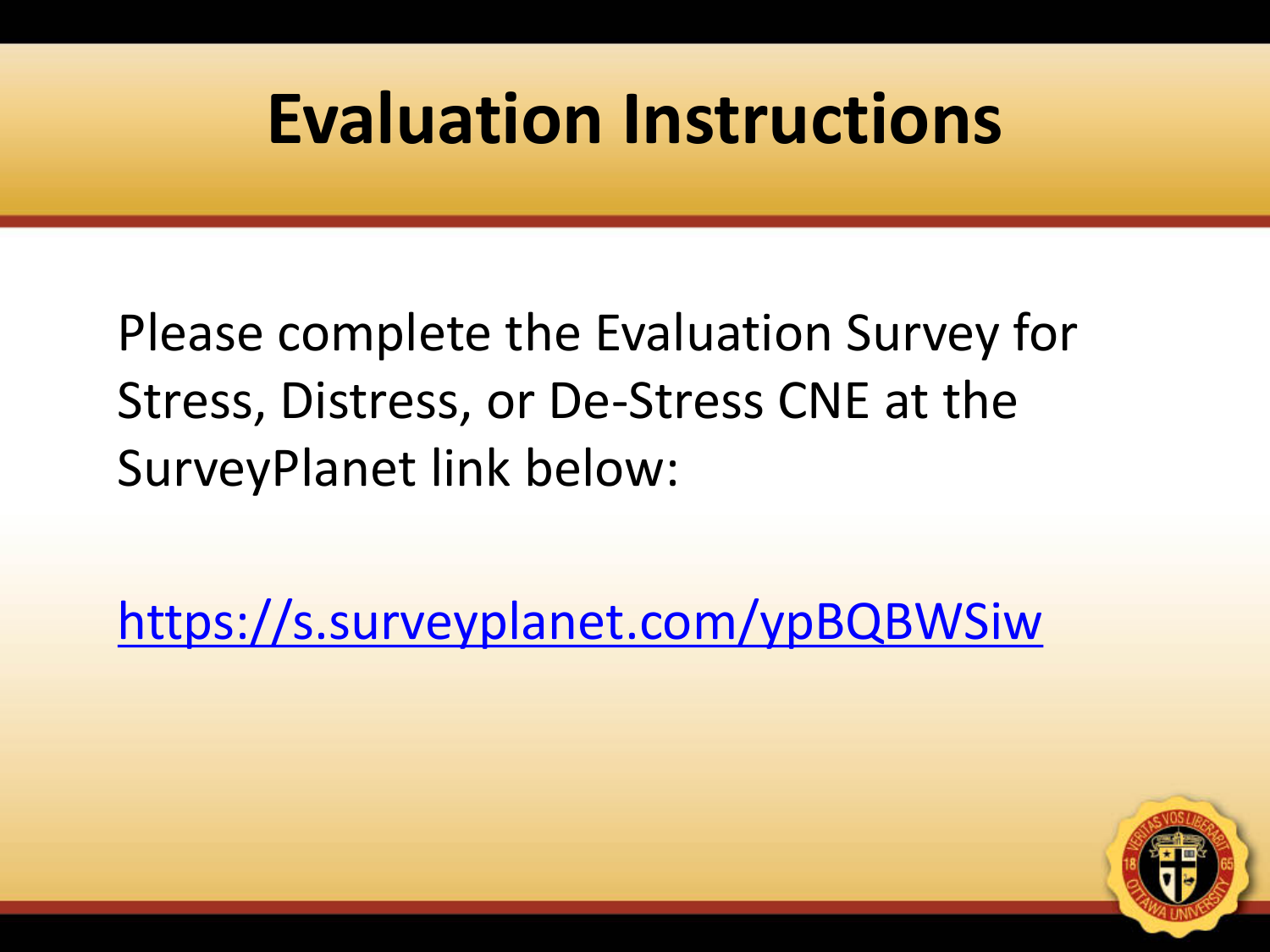# Evaluation Instructions

Please complete the Evaluation Survey for Stress, Distress, or De-Stress CNE at the SurveyPlanet link below:

https://s.surveyplanet.com/ypBQBWSiw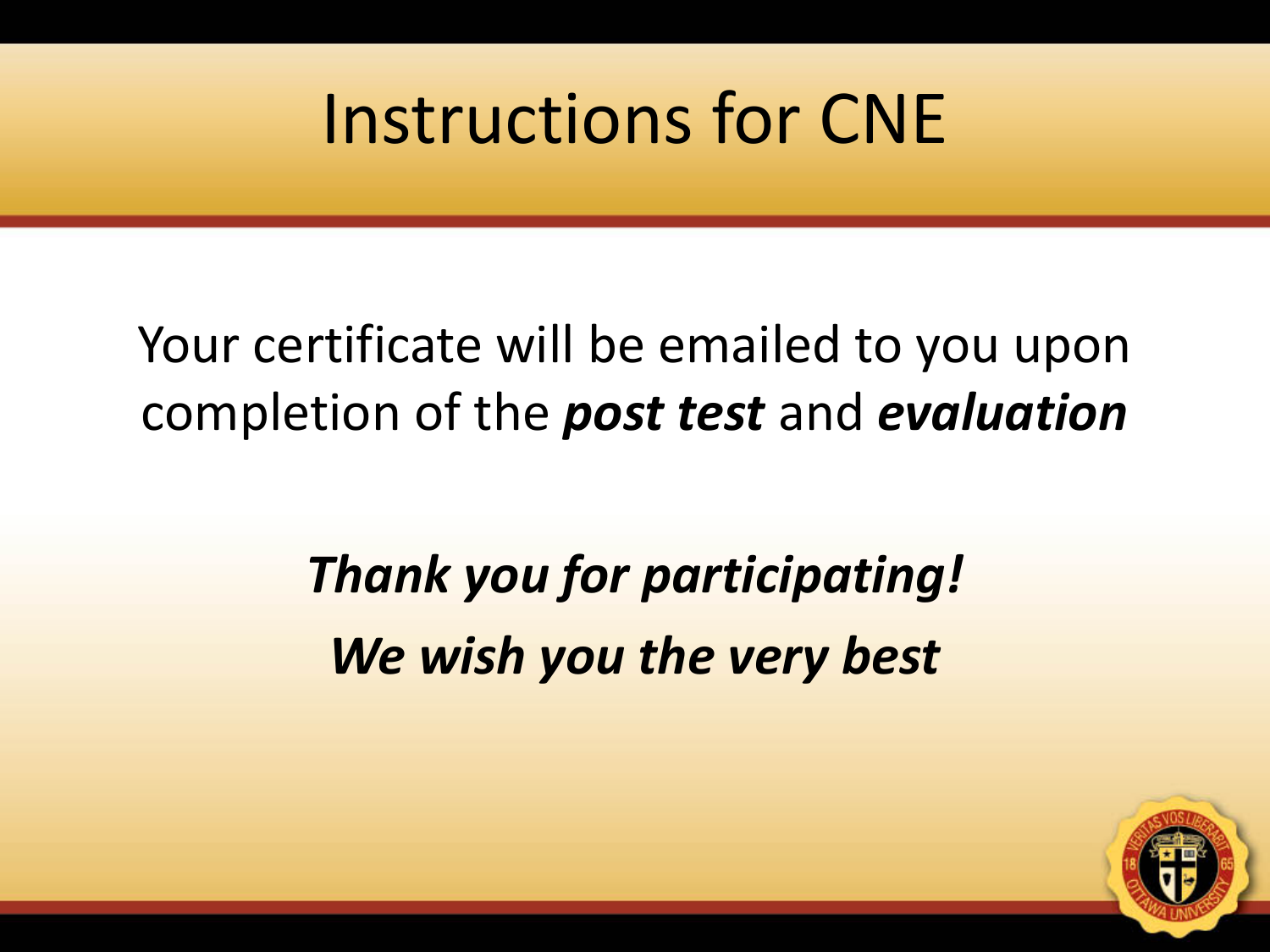# Instructions for CNE

Your certificate will be emailed to you upon completion of the ***post test*** and ***evaluation***

***Thank you for participating!***

***We wish you the very best***